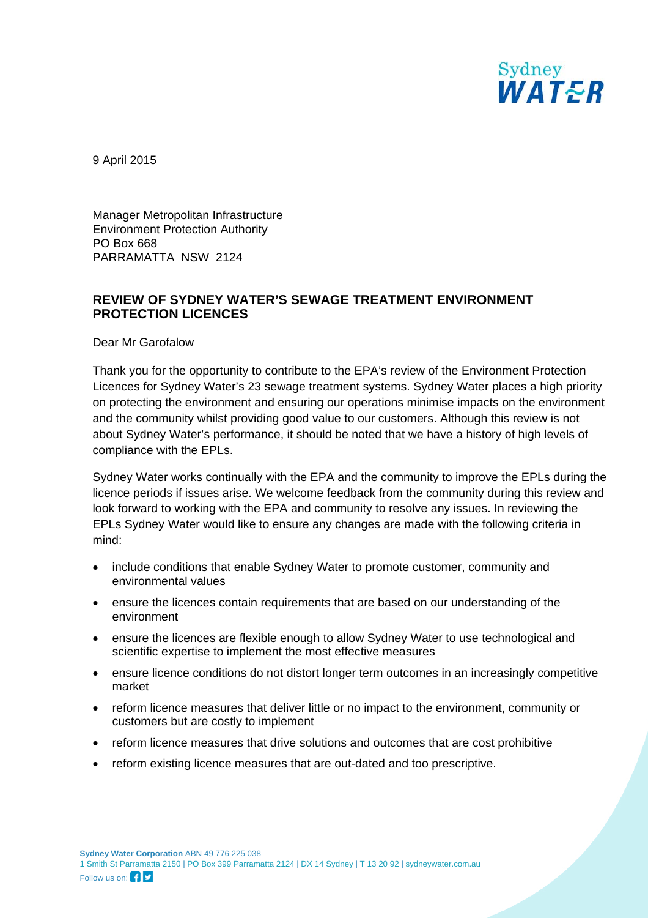9 April 2015

Manager Metropolitan Infrastructure
Environment Protection Authority
PO Box 668
PARRAMATTA NSW 2124

**REVIEW OF SYDNEY WATER'S SEWAGE TREATMENT ENVIRONMENT PROTECTION LICENCES**

Dear Mr Garofalow

Thank you for the opportunity to contribute to the EPA's review of the Environment Protection Licences for Sydney Water's 23 sewage treatment systems. Sydney Water places a high priority on protecting the environment and ensuring our operations minimise impacts on the environment and the community whilst providing good value to our customers. Although this review is not about Sydney Water's performance, it should be noted that we have a history of high levels of compliance with the EPLs.

Sydney Water works continually with the EPA and the community to improve the EPLs during the licence periods if issues arise. We welcome feedback from the community during this review and look forward to working with the EPA and community to resolve any issues. In reviewing the EPLs Sydney Water would like to ensure any changes are made with the following criteria in mind:

- include conditions that enable Sydney Water to promote customer, community and environmental values
- ensure the licences contain requirements that are based on our understanding of the environment
- ensure the licences are flexible enough to allow Sydney Water to use technological and scientific expertise to implement the most effective measures
- ensure licence conditions do not distort longer term outcomes in an increasingly competitive market
- reform licence measures that deliver little or no impact to the environment, community or customers but are costly to implement
- reform licence measures that drive solutions and outcomes that are cost prohibitive
- reform existing licence measures that are out-dated and too prescriptive.

**Sydney Water Corporation** ABN 49 776 225 038
1 Smith St Parramatta 2150 | PO Box 399 Parramatta 2124 | DX 14 Sydney | T 13 20 92 | sydneywater.com.au
Follow us on: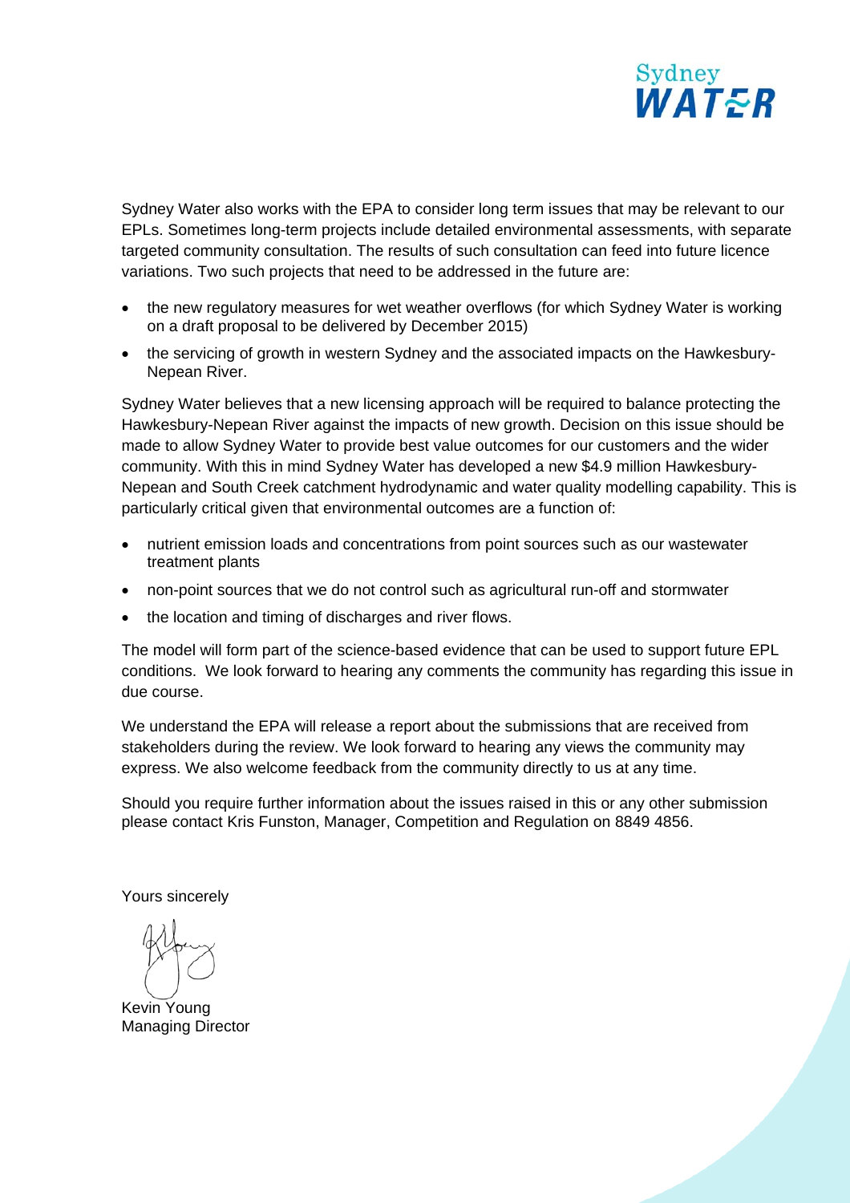Sydney Water also works with the EPA to consider long term issues that may be relevant to our EPLs. Sometimes long-term projects include detailed environmental assessments, with separate targeted community consultation. The results of such consultation can feed into future licence variations. Two such projects that need to be addressed in the future are:

- the new regulatory measures for wet weather overflows (for which Sydney Water is working on a draft proposal to be delivered by December 2015)
- the servicing of growth in western Sydney and the associated impacts on the Hawkesbury-Nepean River.

Sydney Water believes that a new licensing approach will be required to balance protecting the Hawkesbury-Nepean River against the impacts of new growth. Decision on this issue should be made to allow Sydney Water to provide best value outcomes for our customers and the wider community. With this in mind Sydney Water has developed a new $4.9 million Hawkesbury-Nepean and South Creek catchment hydrodynamic and water quality modelling capability. This is particularly critical given that environmental outcomes are a function of:

- nutrient emission loads and concentrations from point sources such as our wastewater treatment plants
- non-point sources that we do not control such as agricultural run-off and stormwater
- the location and timing of discharges and river flows.

The model will form part of the science-based evidence that can be used to support future EPL conditions. We look forward to hearing any comments the community has regarding this issue in due course.

We understand the EPA will release a report about the submissions that are received from stakeholders during the review. We look forward to hearing any views the community may express. We also welcome feedback from the community directly to us at any time.

Should you require further information about the issues raised in this or any other submission please contact Kris Funston, Manager, Competition and Regulation on 8849 4856.

Yours sincerely

Kevin Young
Managing Director